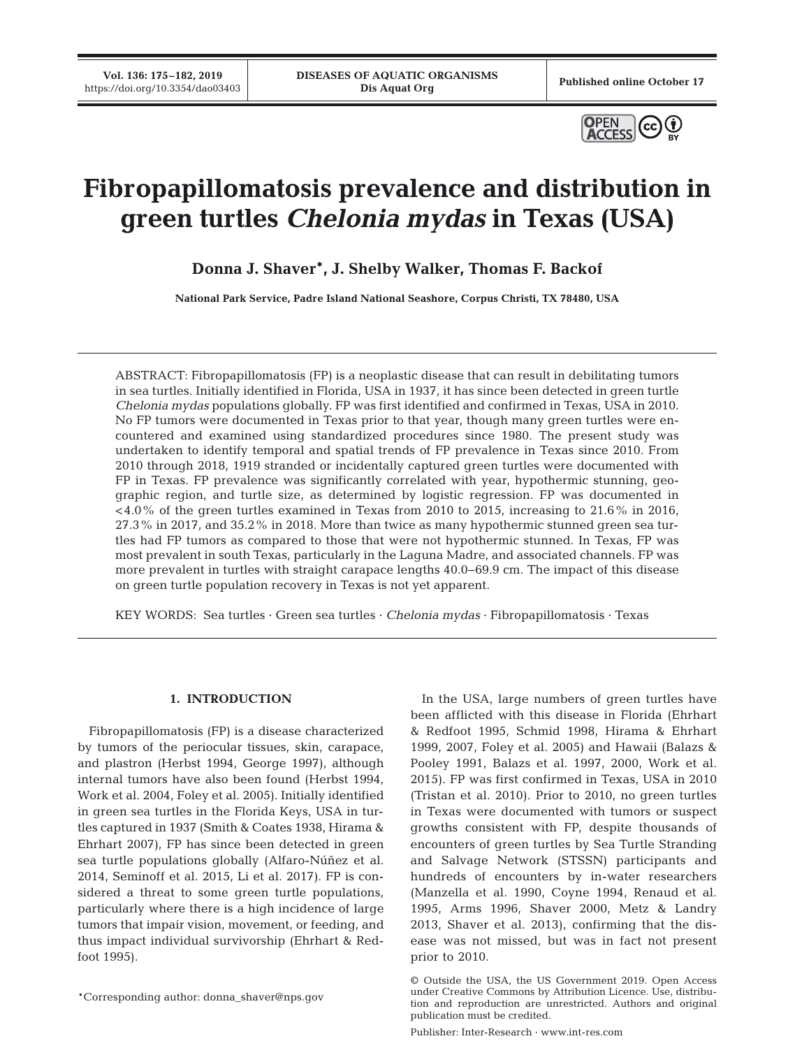# Fibropapillomatosis prevalence and distribution in green turtles *Chelonia mydas* in Texas (USA)

**Donna J. Shaver\*, J. Shelby Walker, Thomas F. Backof**

**National Park Service, Padre Island National Seashore, Corpus Christi, TX 78480, USA**

ABSTRACT: Fibropapillomatosis (FP) is a neoplastic disease that can result in debilitating tumors in sea turtles. Initially identified in Florida, USA in 1937, it has since been detected in green turtle *Chelonia mydas* populations globally. FP was first identified and confirmed in Texas, USA in 2010. No FP tumors were documented in Texas prior to that year, though many green turtles were encountered and examined using standardized procedures since 1980. The present study was undertaken to identify temporal and spatial trends of FP prevalence in Texas since 2010. From 2010 through 2018, 1919 stranded or incidentally captured green turtles were documented with FP in Texas. FP prevalence was significantly correlated with year, hypothermic stunning, geographic region, and turtle size, as determined by logistic regression. FP was documented in <4.0% of the green turtles examined in Texas from 2010 to 2015, increasing to 21.6% in 2016, 27.3% in 2017, and 35.2% in 2018. More than twice as many hypothermic stunned green sea turtles had FP tumors as compared to those that were not hypothermic stunned. In Texas, FP was most prevalent in south Texas, particularly in the Laguna Madre, and associated channels. FP was more prevalent in turtles with straight carapace lengths 40.0–69.9 cm. The impact of this disease on green turtle population recovery in Texas is not yet apparent.

KEY WORDS: Sea turtles · Green sea turtles · *Chelonia mydas* · Fibropapillomatosis · Texas

## 1. INTRODUCTION

Fibropapillomatosis (FP) is a disease characterized by tumors of the periocular tissues, skin, carapace, and plastron (Herbst 1994, George 1997), although internal tumors have also been found (Herbst 1994, Work et al. 2004, Foley et al. 2005). Initially identified in green sea turtles in the Florida Keys, USA in turtles captured in 1937 (Smith & Coates 1938, Hirama & Ehrhart 2007), FP has since been detected in green sea turtle populations globally (Alfaro-Núñez et al. 2014, Seminoff et al. 2015, Li et al. 2017). FP is considered a threat to some green turtle populations, particularly where there is a high incidence of large tumors that impair vision, movement, or feeding, and thus impact individual survivorship (Ehrhart & Redfoot 1995).

In the USA, large numbers of green turtles have been afflicted with this disease in Florida (Ehrhart & Redfoot 1995, Schmid 1998, Hirama & Ehrhart 1999, 2007, Foley et al. 2005) and Hawaii (Balazs & Pooley 1991, Balazs et al. 1997, 2000, Work et al. 2015). FP was first confirmed in Texas, USA in 2010 (Tristan et al. 2010). Prior to 2010, no green turtles in Texas were documented with tumors or suspect growths consistent with FP, despite thousands of encounters of green turtles by Sea Turtle Stranding and Salvage Network (STSSN) participants and hundreds of encounters by in-water researchers (Manzella et al. 1990, Coyne 1994, Renaud et al. 1995, Arms 1996, Shaver 2000, Metz & Landry 2013, Shaver et al. 2013), confirming that the disease was not missed, but was in fact not present prior to 2010.

\*Corresponding author: donna_shaver@nps.gov

© Outside the USA, the US Government 2019. Open Access under Creative Commons by Attribution Licence. Use, distribution and reproduction are unrestricted. Authors and original publication must be credited.

Publisher: Inter-Research · www.int-res.com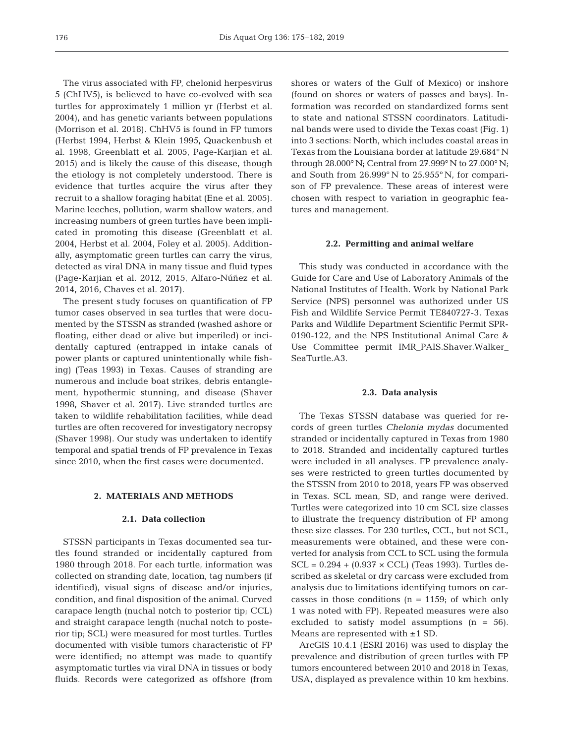The virus associated with FP, chelonid herpesvirus 5 (ChHV5), is believed to have co-evolved with sea turtles for approximately 1 million yr (Herbst et al. 2004), and has genetic variants between populations (Morrison et al. 2018). ChHV5 is found in FP tumors (Herbst 1994, Herbst & Klein 1995, Quackenbush et al. 1998, Greenblatt et al. 2005, Page-Karjian et al. 2015) and is likely the cause of this disease, though the etiology is not completely understood. There is evidence that turtles acquire the virus after they recruit to a shallow foraging habitat (Ene et al. 2005). Marine leeches, pollution, warm shallow waters, and increasing numbers of green turtles have been implicated in promoting this disease (Greenblatt et al. 2004, Herbst et al. 2004, Foley et al. 2005). Additionally, asymptomatic green turtles can carry the virus, detected as viral DNA in many tissue and fluid types (Page-Karjian et al. 2012, 2015, Alfaro-Núñez et al. 2014, 2016, Chaves et al. 2017).

The present study focuses on quantification of FP tumor cases observed in sea turtles that were documented by the STSSN as stranded (washed ashore or floating, either dead or alive but imperiled) or incidentally captured (entrapped in intake canals of power plants or captured unintentionally while fishing) (Teas 1993) in Texas. Causes of stranding are numerous and include boat strikes, debris entanglement, hypothermic stunning, and disease (Shaver 1998, Shaver et al. 2017). Live stranded turtles are taken to wildlife rehabilitation facilities, while dead turtles are often recovered for investigatory necropsy (Shaver 1998). Our study was undertaken to identify temporal and spatial trends of FP prevalence in Texas since 2010, when the first cases were documented.

## 2. MATERIALS AND METHODS

### 2.1. Data collection

STSSN participants in Texas documented sea turtles found stranded or incidentally captured from 1980 through 2018. For each turtle, information was collected on stranding date, location, tag numbers (if identified), visual signs of disease and/or injuries, condition, and final disposition of the animal. Curved carapace length (nuchal notch to posterior tip; CCL) and straight carapace length (nuchal notch to posterior tip; SCL) were measured for most turtles. Turtles documented with visible tumors characteristic of FP were identified; no attempt was made to quantify asymptomatic turtles via viral DNA in tissues or body fluids. Records were categorized as offshore (from shores or waters of the Gulf of Mexico) or inshore (found on shores or waters of passes and bays). Information was recorded on standardized forms sent to state and national STSSN coordinators. Latitudinal bands were used to divide the Texas coast (Fig. 1) into 3 sections: North, which includes coastal areas in Texas from the Louisiana border at latitude 29.684° N through 28.000° N; Central from 27.999° N to 27.000° N; and South from 26.999° N to 25.955° N, for comparison of FP prevalence. These areas of interest were chosen with respect to variation in geographic features and management.

### 2.2. Permitting and animal welfare

This study was conducted in accordance with the Guide for Care and Use of Laboratory Animals of the National Institutes of Health. Work by National Park Service (NPS) personnel was authorized under US Fish and Wildlife Service Permit TE840727-3, Texas Parks and Wildlife Department Scientific Permit SPR-0190-122, and the NPS Institutional Animal Care & Use Committee permit IMR_PAIS.Shaver.Walker_SeaTurtle.A3.

### 2.3. Data analysis

The Texas STSSN database was queried for records of green turtles *Chelonia mydas* documented stranded or incidentally captured in Texas from 1980 to 2018. Stranded and incidentally captured turtles were included in all analyses. FP prevalence analyses were restricted to green turtles documented by the STSSN from 2010 to 2018, years FP was observed in Texas. SCL mean, SD, and range were derived. Turtles were categorized into 10 cm SCL size classes to illustrate the frequency distribution of FP among these size classes. For 230 turtles, CCL, but not SCL, measurements were obtained, and these were converted for analysis from CCL to SCL using the formula $SCL = 0.294 + (0.937 \times CCL)$ (Teas 1993). Turtles described as skeletal or dry carcass were excluded from analysis due to limitations identifying tumors on carcasses in those conditions ($n = 1159$; of which only 1 was noted with FP). Repeated measures were also excluded to satisfy model assumptions ($n = 56$). Means are represented with ±1 SD.

ArcGIS 10.4.1 (ESRI 2016) was used to display the prevalence and distribution of green turtles with FP tumors encountered between 2010 and 2018 in Texas, USA, displayed as prevalence within 10 km hexbins.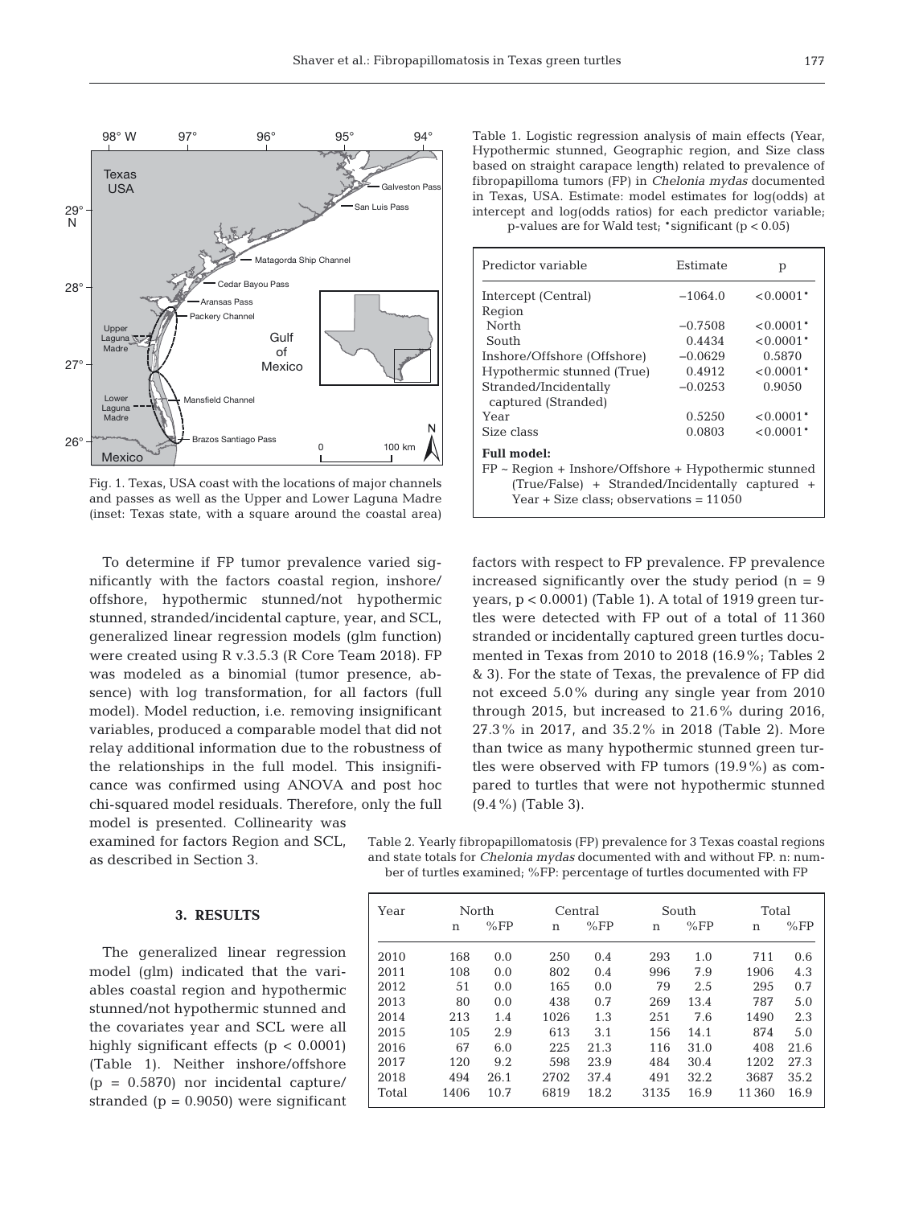Fig. 1. Texas, USA coast with the locations of major channels and passes as well as the Upper and Lower Laguna Madre (inset: Texas state, with a square around the coastal area)

To determine if FP tumor prevalence varied significantly with the factors coastal region, inshore/offshore, hypothermic stunned/not hypothermic stunned, stranded/incidental capture, year, and SCL, generalized linear regression models (glm function) were created using R v.3.5.3 (R Core Team 2018). FP was modeled as a binomial (tumor presence, absence) with log transformation, for all factors (full model). Model reduction, i.e. removing insignificant variables, produced a comparable model that did not relay additional information due to the robustness of the relationships in the full model. This insignificance was confirmed using ANOVA and post hoc chi-squared model residuals. Therefore, only the full model is presented. Collinearity was examined for factors Region and SCL, as described in Section 3.

## 3. RESULTS

The generalized linear regression model (glm) indicated that the variables coastal region and hypothermic stunned/not hypothermic stunned and the covariates year and SCL were all highly significant effects ($p < 0.0001$) (Table 1). Neither inshore/offshore ($p = 0.5870$) nor incidental capture/stranded ($p = 0.9050$) were significant factors with respect to FP prevalence. FP prevalence increased significantly over the study period ($n = 9$ years, $p < 0.0001$) (Table 1). A total of 1919 green turtles were detected with FP out of a total of 11 360 stranded or incidentally captured green turtles documented in Texas from 2010 to 2018 (16.9%; Tables 2 & 3). For the state of Texas, the prevalence of FP did not exceed 5.0% during any single year from 2010 through 2015, but increased to 21.6% during 2016, 27.3% in 2017, and 35.2% in 2018 (Table 2). More than twice as many hypothermic stunned green turtles were observed with FP tumors (19.9%) as compared to turtles that were not hypothermic stunned (9.4%) (Table 3).

Table 1. Logistic regression analysis of main effects (Year, Hypothermic stunned, Geographic region, and Size class based on straight carapace length) related to prevalence of fibropapilloma tumors (FP) in *Chelonia mydas* documented in Texas, USA. Estimate: model estimates for log(odds) at intercept and log(odds ratios) for each predictor variable; p-values are for Wald test; *significant ($p < 0.05$)

| Predictor variable | Estimate | p |
|---|---|---|
| Intercept (Central) | −1064.0 | <0.0001* |
| Region | | |
| North | −0.7508 | <0.0001* |
| South | 0.4434 | <0.0001* |
| Inshore/Offshore (Offshore) | −0.0629 | 0.5870 |
| Hypothermic stunned (True) | 0.4912 | <0.0001* |
| Stranded/Incidentally captured (Stranded) | −0.0253 | 0.9050 |
| Year | 0.5250 | <0.0001* |
| Size class | 0.0803 | <0.0001* |

**Full model:**
FP ~ Region + Inshore/Offshore + Hypothermic stunned (True/False) + Stranded/Incidentally captured + Year + Size class; observations = 11 050

Table 2. Yearly fibropapillomatosis (FP) prevalence for 3 Texas coastal regions and state totals for *Chelonia mydas* documented with and without FP. n: number of turtles examined; %FP: percentage of turtles documented with FP

| Year | North | | Central | | South | | Total | |
|---|---|---|---|---|---|---|---|---|
| | n | %FP | n | %FP | n | %FP | n | %FP |
| 2010 | 168 | 0.0 | 250 | 0.4 | 293 | 1.0 | 711 | 0.6 |
| 2011 | 108 | 0.0 | 802 | 0.4 | 996 | 7.9 | 1906 | 4.3 |
| 2012 | 51 | 0.0 | 165 | 0.0 | 79 | 2.5 | 295 | 0.7 |
| 2013 | 80 | 0.0 | 438 | 0.7 | 269 | 13.4 | 787 | 5.0 |
| 2014 | 213 | 1.4 | 1026 | 1.3 | 251 | 7.6 | 1490 | 2.3 |
| 2015 | 105 | 2.9 | 613 | 3.1 | 156 | 14.1 | 874 | 5.0 |
| 2016 | 67 | 6.0 | 225 | 21.3 | 116 | 31.0 | 408 | 21.6 |
| 2017 | 120 | 9.2 | 598 | 23.9 | 484 | 30.4 | 1202 | 27.3 |
| 2018 | 494 | 26.1 | 2702 | 37.4 | 491 | 32.2 | 3687 | 35.2 |
| Total | 1406 | 10.7 | 6819 | 18.2 | 3135 | 16.9 | 11 360 | 16.9 |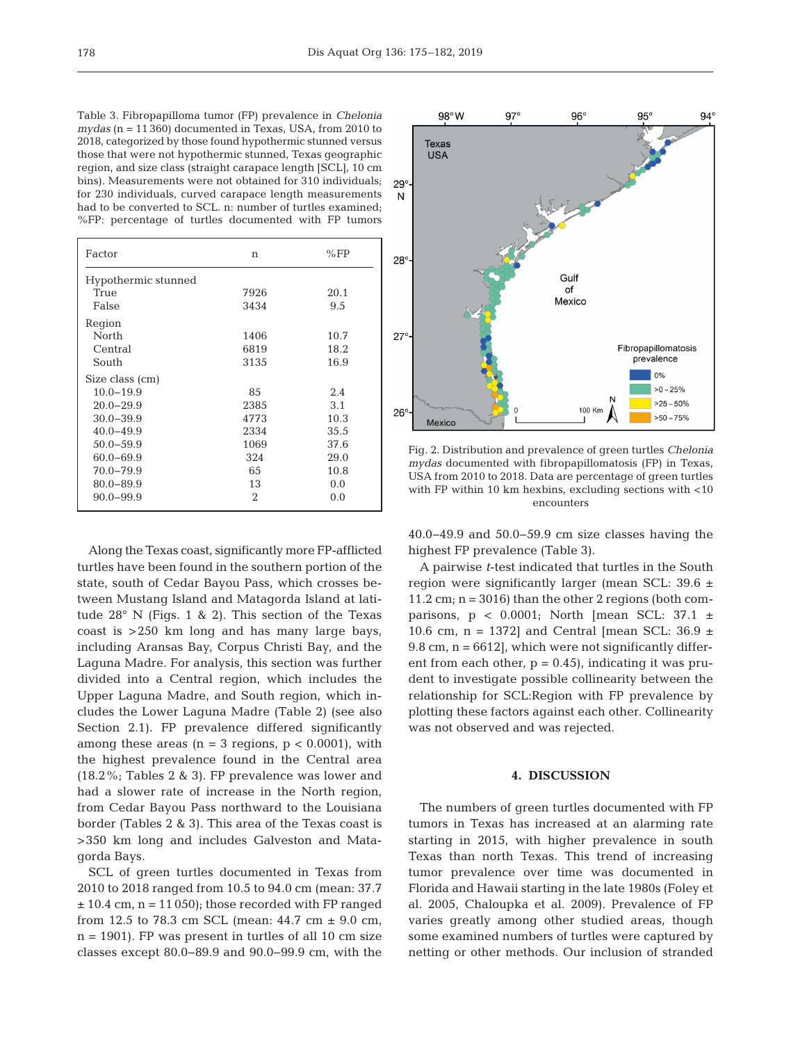Table 3. Fibropapilloma tumor (FP) prevalence in *Chelonia mydas* (n = 11 360) documented in Texas, USA, from 2010 to 2018, categorized by those found hypothermic stunned versus those that were not hypothermic stunned, Texas geographic region, and size class (straight carapace length [SCL], 10 cm bins). Measurements were not obtained for 310 individuals; for 230 individuals, curved carapace length measurements had to be converted to SCL. n: number of turtles examined; %FP: percentage of turtles documented with FP tumors

| Factor | n | %FP |
|---|---|---|
| Hypothermic stunned | | |
| True | 7926 | 20.1 |
| False | 3434 | 9.5 |
| Region | | |
| North | 1406 | 10.7 |
| Central | 6819 | 18.2 |
| South | 3135 | 16.9 |
| Size class (cm) | | |
| 10.0–19.9 | 85 | 2.4 |
| 20.0–29.9 | 2385 | 3.1 |
| 30.0–39.9 | 4773 | 10.3 |
| 40.0–49.9 | 2334 | 35.5 |
| 50.0–59.9 | 1069 | 37.6 |
| 60.0–69.9 | 324 | 29.0 |
| 70.0–79.9 | 65 | 10.8 |
| 80.0–89.9 | 13 | 0.0 |
| 90.0–99.9 | 2 | 0.0 |

Fig. 2. Distribution and prevalence of green turtles *Chelonia mydas* documented with fibropapillomatosis (FP) in Texas, USA from 2010 to 2018. Data are percentage of green turtles with FP within 10 km hexbins, excluding sections with <10 encounters

Along the Texas coast, significantly more FP-afflicted turtles have been found in the southern portion of the state, south of Cedar Bayou Pass, which crosses between Mustang Island and Matagorda Island at latitude 28° N (Figs. 1 & 2). This section of the Texas coast is >250 km long and has many large bays, including Aransas Bay, Corpus Christi Bay, and the Laguna Madre. For analysis, this section was further divided into a Central region, which includes the Upper Laguna Madre, and South region, which includes the Lower Laguna Madre (Table 2) (see also Section 2.1). FP prevalence differed significantly among these areas (n = 3 regions, $p < 0.0001$), with the highest prevalence found in the Central area (18.2%; Tables 2 & 3). FP prevalence was lower and had a slower rate of increase in the North region, from Cedar Bayou Pass northward to the Louisiana border (Tables 2 & 3). This area of the Texas coast is >350 km long and includes Galveston and Matagorda Bays.

SCL of green turtles documented in Texas from 2010 to 2018 ranged from 10.5 to 94.0 cm (mean: 37.7 ± 10.4 cm, n = 11 050); those recorded with FP ranged from 12.5 to 78.3 cm SCL (mean: 44.7 cm ± 9.0 cm, n = 1901). FP was present in turtles of all 10 cm size classes except 80.0–89.9 and 90.0–99.9 cm, with the 40.0–49.9 and 50.0–59.9 cm size classes having the highest FP prevalence (Table 3).

A pairwise *t*-test indicated that turtles in the South region were significantly larger (mean SCL: 39.6 ± 11.2 cm; n = 3016) than the other 2 regions (both comparisons, $p < 0.0001$; North [mean SCL: 37.1 ± 10.6 cm, n = 1372] and Central [mean SCL: 36.9 ± 9.8 cm, n = 6612], which were not significantly different from each other, $p = 0.45$), indicating it was prudent to investigate possible collinearity between the relationship for SCL:Region with FP prevalence by plotting these factors against each other. Collinearity was not observed and was rejected.

## 4. DISCUSSION

The numbers of green turtles documented with FP tumors in Texas has increased at an alarming rate starting in 2015, with higher prevalence in south Texas than north Texas. This trend of increasing tumor prevalence over time was documented in Florida and Hawaii starting in the late 1980s (Foley et al. 2005, Chaloupka et al. 2009). Prevalence of FP varies greatly among other studied areas, though some examined numbers of turtles were captured by netting or other methods. Our inclusion of stranded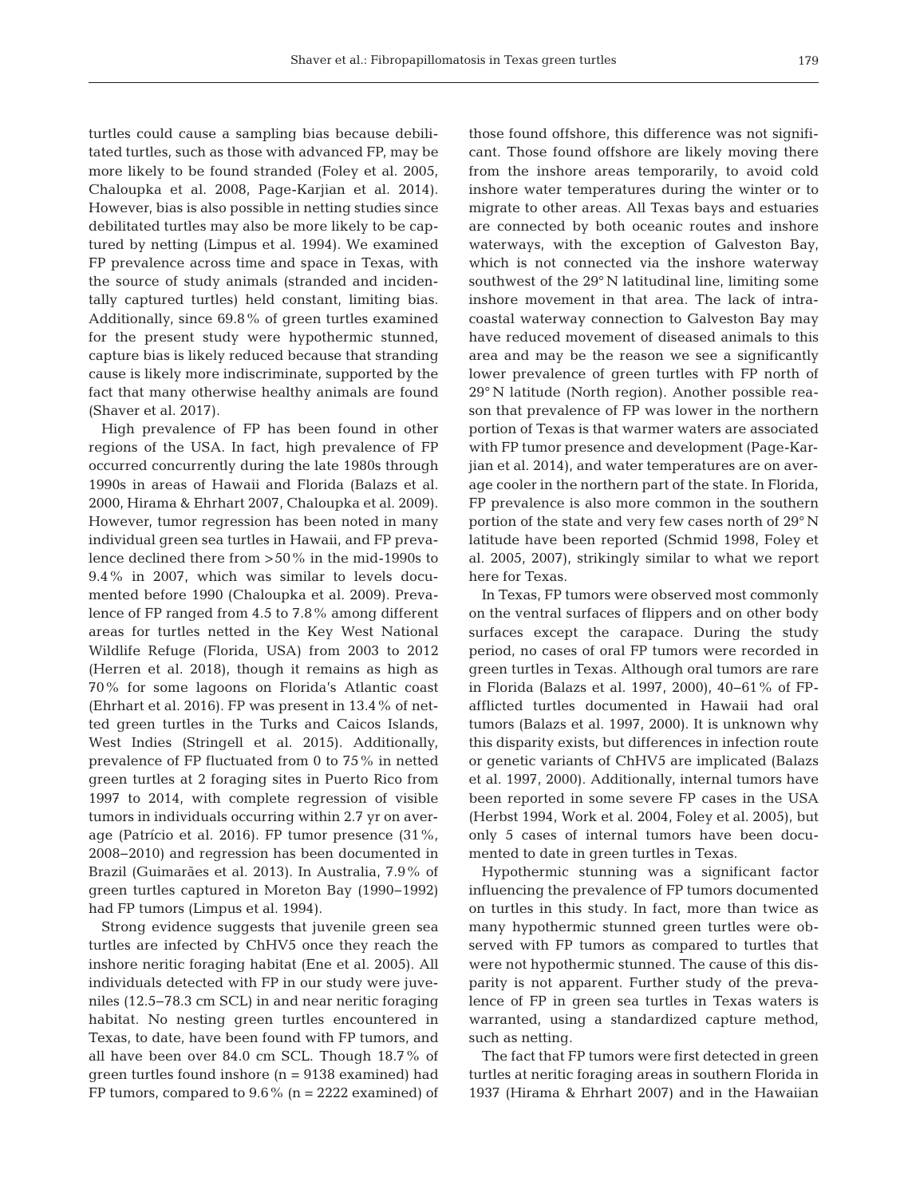turtles could cause a sampling bias because debilitated turtles, such as those with advanced FP, may be more likely to be found stranded (Foley et al. 2005, Chaloupka et al. 2008, Page-Karjian et al. 2014). However, bias is also possible in netting studies since debilitated turtles may also be more likely to be captured by netting (Limpus et al. 1994). We examined FP prevalence across time and space in Texas, with the source of study animals (stranded and incidentally captured turtles) held constant, limiting bias. Additionally, since 69.8% of green turtles examined for the present study were hypothermic stunned, capture bias is likely reduced because that stranding cause is likely more indiscriminate, supported by the fact that many otherwise healthy animals are found (Shaver et al. 2017).

High prevalence of FP has been found in other regions of the USA. In fact, high prevalence of FP occurred concurrently during the late 1980s through 1990s in areas of Hawaii and Florida (Balazs et al. 2000, Hirama & Ehrhart 2007, Chaloupka et al. 2009). However, tumor regression has been noted in many individual green sea turtles in Hawaii, and FP prevalence declined there from >50% in the mid-1990s to 9.4% in 2007, which was similar to levels documented before 1990 (Chaloupka et al. 2009). Prevalence of FP ranged from 4.5 to 7.8% among different areas for turtles netted in the Key West National Wildlife Refuge (Florida, USA) from 2003 to 2012 (Herren et al. 2018), though it remains as high as 70% for some lagoons on Florida's Atlantic coast (Ehrhart et al. 2016). FP was present in 13.4% of netted green turtles in the Turks and Caicos Islands, West Indies (Stringell et al. 2015). Additionally, prevalence of FP fluctuated from 0 to 75% in netted green turtles at 2 foraging sites in Puerto Rico from 1997 to 2014, with complete regression of visible tumors in individuals occurring within 2.7 yr on average (Patrício et al. 2016). FP tumor presence (31%, 2008–2010) and regression has been documented in Brazil (Guimarães et al. 2013). In Australia, 7.9% of green turtles captured in Moreton Bay (1990–1992) had FP tumors (Limpus et al. 1994).

Strong evidence suggests that juvenile green sea turtles are infected by ChHV5 once they reach the inshore neritic foraging habitat (Ene et al. 2005). All individuals detected with FP in our study were juveniles (12.5–78.3 cm SCL) in and near neritic foraging habitat. No nesting green turtles encountered in Texas, to date, have been found with FP tumors, and all have been over 84.0 cm SCL. Though 18.7% of green turtles found inshore (n = 9138 examined) had FP tumors, compared to 9.6% (n = 2222 examined) of those found offshore, this difference was not significant. Those found offshore are likely moving there from the inshore areas temporarily, to avoid cold inshore water temperatures during the winter or to migrate to other areas. All Texas bays and estuaries are connected by both oceanic routes and inshore waterways, with the exception of Galveston Bay, which is not connected via the inshore waterway southwest of the 29° N latitudinal line, limiting some inshore movement in that area. The lack of intracoastal waterway connection to Galveston Bay may have reduced movement of diseased animals to this area and may be the reason we see a significantly lower prevalence of green turtles with FP north of 29° N latitude (North region). Another possible reason that prevalence of FP was lower in the northern portion of Texas is that warmer waters are associated with FP tumor presence and development (Page-Karjian et al. 2014), and water temperatures are on average cooler in the northern part of the state. In Florida, FP prevalence is also more common in the southern portion of the state and very few cases north of 29° N latitude have been reported (Schmid 1998, Foley et al. 2005, 2007), strikingly similar to what we report here for Texas.

In Texas, FP tumors were observed most commonly on the ventral surfaces of flippers and on other body surfaces except the carapace. During the study period, no cases of oral FP tumors were recorded in green turtles in Texas. Although oral tumors are rare in Florida (Balazs et al. 1997, 2000), 40–61% of FP-afflicted turtles documented in Hawaii had oral tumors (Balazs et al. 1997, 2000). It is unknown why this disparity exists, but differences in infection route or genetic variants of ChHV5 are implicated (Balazs et al. 1997, 2000). Additionally, internal tumors have been reported in some severe FP cases in the USA (Herbst 1994, Work et al. 2004, Foley et al. 2005), but only 5 cases of internal tumors have been documented to date in green turtles in Texas.

Hypothermic stunning was a significant factor influencing the prevalence of FP tumors documented on turtles in this study. In fact, more than twice as many hypothermic stunned green turtles were observed with FP tumors as compared to turtles that were not hypothermic stunned. The cause of this disparity is not apparent. Further study of the prevalence of FP in green sea turtles in Texas waters is warranted, using a standardized capture method, such as netting.

The fact that FP tumors were first detected in green turtles at neritic foraging areas in southern Florida in 1937 (Hirama & Ehrhart 2007) and in the Hawaiian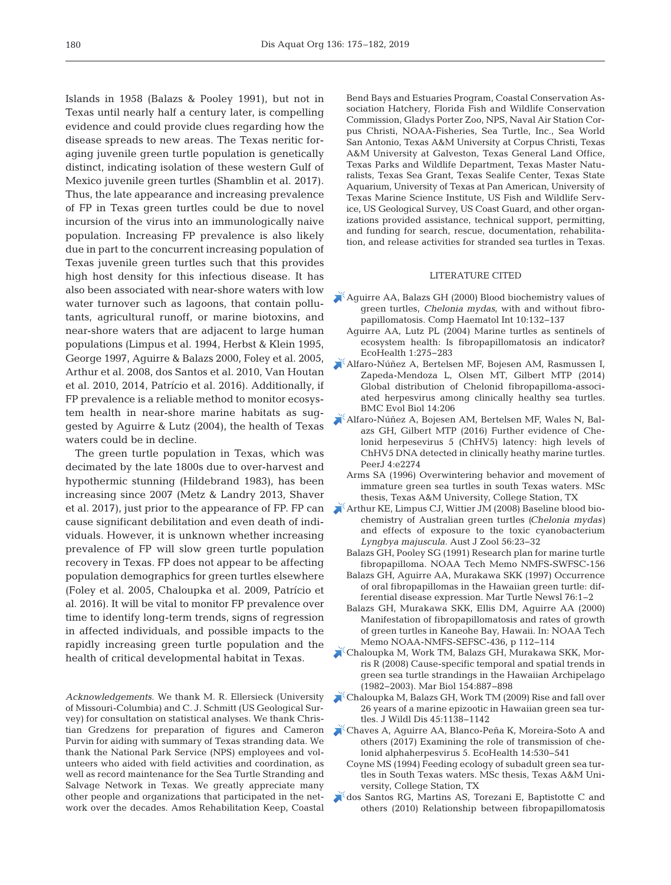Islands in 1958 (Balazs & Pooley 1991), but not in Texas until nearly half a century later, is compelling evidence and could provide clues regarding how the disease spreads to new areas. The Texas neritic foraging juvenile green turtle population is genetically distinct, indicating isolation of these western Gulf of Mexico juvenile green turtles (Shamblin et al. 2017). Thus, the late appearance and increasing prevalence of FP in Texas green turtles could be due to novel incursion of the virus into an immunologically naive population. Increasing FP prevalence is also likely due in part to the concurrent increasing population of Texas juvenile green turtles such that this provides high host density for this infectious disease. It has also been associated with near-shore waters with low water turnover such as lagoons, that contain pollutants, agricultural runoff, or marine biotoxins, and near-shore waters that are adjacent to large human populations (Limpus et al. 1994, Herbst & Klein 1995, George 1997, Aguirre & Balazs 2000, Foley et al. 2005, Arthur et al. 2008, dos Santos et al. 2010, Van Houtan et al. 2010, 2014, Patrício et al. 2016). Additionally, if FP prevalence is a reliable method to monitor ecosystem health in near-shore marine habitats as suggested by Aguirre & Lutz (2004), the health of Texas waters could be in decline.

The green turtle population in Texas, which was decimated by the late 1800s due to over-harvest and hypothermic stunning (Hildebrand 1983), has been increasing since 2007 (Metz & Landry 2013, Shaver et al. 2017), just prior to the appearance of FP. FP can cause significant debilitation and even death of individuals. However, it is unknown whether increasing prevalence of FP will slow green turtle population recovery in Texas. FP does not appear to be affecting population demographics for green turtles elsewhere (Foley et al. 2005, Chaloupka et al. 2009, Patrício et al. 2016). It will be vital to monitor FP prevalence over time to identify long-term trends, signs of regression in affected individuals, and possible impacts to the rapidly increasing green turtle population and the health of critical developmental habitat in Texas.

*Acknowledgements.* We thank M. R. Ellersieck (University of Missouri-Columbia) and C. J. Schmitt (US Geological Survey) for consultation on statistical analyses. We thank Christian Gredzens for preparation of figures and Cameron Purvin for aiding with summary of Texas stranding data. We thank the National Park Service (NPS) employees and volunteers who aided with field activities and coordination, as well as record maintenance for the Sea Turtle Stranding and Salvage Network in Texas. We greatly appreciate many other people and organizations that participated in the network over the decades. Amos Rehabilitation Keep, Coastal Bend Bays and Estuaries Program, Coastal Conservation Association Hatchery, Florida Fish and Wildlife Conservation Commission, Gladys Porter Zoo, NPS, Naval Air Station Corpus Christi, NOAA-Fisheries, Sea Turtle, Inc., Sea World San Antonio, Texas A&M University at Corpus Christi, Texas A&M University at Galveston, Texas General Land Office, Texas Parks and Wildlife Department, Texas Master Naturalists, Texas Sea Grant, Texas Sealife Center, Texas State Aquarium, University of Texas at Pan American, University of Texas Marine Science Institute, US Fish and Wildlife Service, US Geological Survey, US Coast Guard, and other organizations provided assistance, technical support, permitting, and funding for search, rescue, documentation, rehabilitation, and release activities for stranded sea turtles in Texas.

## LITERATURE CITED

Aguirre AA, Balazs GH (2000) Blood biochemistry values of green turtles, *Chelonia mydas*, with and without fibropapillomatosis. Comp Haematol Int 10:132–137

Aguirre AA, Lutz PL (2004) Marine turtles as sentinels of ecosystem health: Is fibropapillomatosis an indicator? EcoHealth 1:275–283

Alfaro-Núñez A, Bertelsen MF, Bojesen AM, Rasmussen I, Zapeda-Mendoza L, Olsen MT, Gilbert MTP (2014) Global distribution of Chelonid fibropapilloma-associated herpesvirus among clinically healthy sea turtles. BMC Evol Biol 14:206

Alfaro-Núñez A, Bojesen AM, Bertelsen MF, Wales N, Balazs GH, Gilbert MTP (2016) Further evidence of Chelonid herpesevirus 5 (ChHV5) latency: high levels of ChHV5 DNA detected in clinically heathy marine turtles. PeerJ 4:e2274

Arms SA (1996) Overwintering behavior and movement of immature green sea turtles in south Texas waters. MSc thesis, Texas A&M University, College Station, TX

Arthur KE, Limpus CJ, Wittier JM (2008) Baseline blood biochemistry of Australian green turtles (*Chelonia mydas*) and effects of exposure to the toxic cyanobacterium *Lyngbya majuscula*. Aust J Zool 56:23–32

Balazs GH, Pooley SG (1991) Research plan for marine turtle fibropapilloma. NOAA Tech Memo NMFS-SWFSC-156

Balazs GH, Aguirre AA, Murakawa SKK (1997) Occurrence of oral fibropapillomas in the Hawaiian green turtle: differential disease expression. Mar Turtle Newsl 76:1–2

Balazs GH, Murakawa SKK, Ellis DM, Aguirre AA (2000) Manifestation of fibropapillomatosis and rates of growth of green turtles in Kaneohe Bay, Hawaii. In: NOAA Tech Memo NOAA-NMFS-SEFSC-436, p 112–114

Chaloupka M, Work TM, Balazs GH, Murakawa SKK, Morris R (2008) Cause-specific temporal and spatial trends in green sea turtle strandings in the Hawaiian Archipelago (1982–2003). Mar Biol 154:887–898

Chaloupka M, Balazs GH, Work TM (2009) Rise and fall over 26 years of a marine epizootic in Hawaiian green sea turtles. J Wildl Dis 45:1138–1142

Chaves A, Aguirre AA, Blanco-Peña K, Moreira-Soto A and others (2017) Examining the role of transmission of chelonid alphaherpesvirus 5. EcoHealth 14:530–541

Coyne MS (1994) Feeding ecology of subadult green sea turtles in South Texas waters. MSc thesis, Texas A&M University, College Station, TX

dos Santos RG, Martins AS, Torezani E, Baptistotte C and others (2010) Relationship between fibropapillomatosis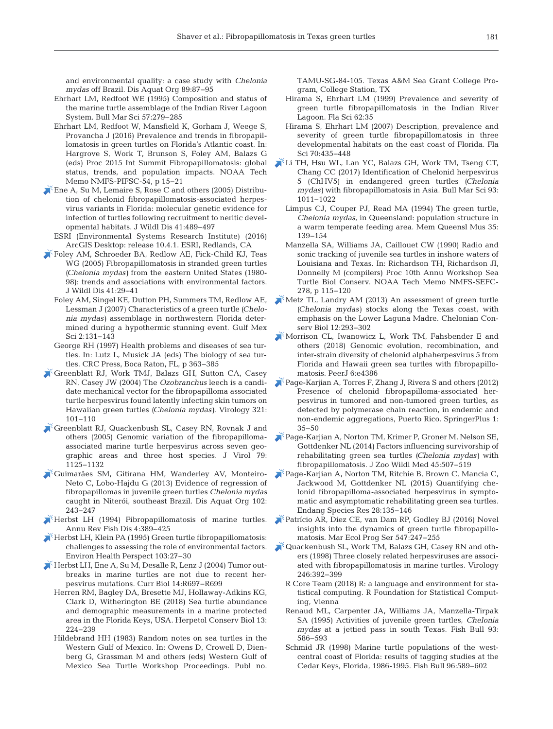and environmental quality: a case study with *Chelonia mydas* off Brazil. Dis Aquat Org 89:87–95

Ehrhart LM, Redfoot WE (1995) Composition and status of the marine turtle assemblage of the Indian River Lagoon System. Bull Mar Sci 57:279–285

Ehrhart LM, Redfoot W, Mansfield K, Gorham J, Weege S, Provancha J (2016) Prevalence and trends in fibropapillomatosis in green turtles on Florida's Atlantic coast. In: Hargrove S, Work T, Brunson S, Foley AM, Balazs G (eds) Proc 2015 Int Summit Fibropapillomatosis: global status, trends, and population impacts. NOAA Tech Memo NMFS-PIFSC-54, p 15–21

Ene A, Su M, Lemaire S, Rose C and others (2005) Distribution of chelonid fibropapillomatosis-associated herpesvirus variants in Florida: molecular genetic evidence for infection of turtles following recruitment to neritic developmental habitats. J Wildl Dis 41:489–497

ESRI (Environmental Systems Research Institute) (2016) ArcGIS Desktop: release 10.4.1. ESRI, Redlands, CA

Foley AM, Schroeder BA, Redlow AE, Fick-Child KJ, Teas WG (2005) Fibropapillomatosis in stranded green turtles (*Chelonia mydas*) from the eastern United States (1980-98): trends and associations with environmental factors. J Wildl Dis 41:29–41

Foley AM, Singel KE, Dutton PH, Summers TM, Redlow AE, Lessman J (2007) Characteristics of a green turtle (*Chelonia mydas*) assemblage in northwestern Florida determined during a hypothermic stunning event. Gulf Mex Sci 2:131–143

George RH (1997) Health problems and diseases of sea turtles. In: Lutz L, Musick JA (eds) The biology of sea turtles. CRC Press, Boca Raton, FL, p 363–385

Greenblatt RJ, Work TMJ, Balazs GH, Sutton CA, Casey RN, Casey JW (2004) The *Ozobranchus* leech is a candidate mechanical vector for the fibropapilloma associated turtle herpesvirus found latently infecting skin tumors on Hawaiian green turtles (*Chelonia mydas*). Virology 321: 101–110

Greenblatt RJ, Quackenbush SL, Casey RN, Rovnak J and others (2005) Genomic variation of the fibropapilloma-associated marine turtle herpesvirus across seven geographic areas and three host species. J Virol 79: 1125–1132

Guimarães SM, Gitirana HM, Wanderley AV, Monteiro-Neto C, Lobo-Hajdu G (2013) Evidence of regression of fibropapillomas in juvenile green turtles *Chelonia mydas* caught in Niterói, southeast Brazil. Dis Aquat Org 102: 243–247

Herbst LH (1994) Fibropapillomatosis of marine turtles. Annu Rev Fish Dis 4:389–425

Herbst LH, Klein PA (1995) Green turtle fibropapillomatosis: challenges to assessing the role of environmental factors. Environ Health Perspect 103:27–30

Herbst LH, Ene A, Su M, Desalle R, Lenz J (2004) Tumor outbreaks in marine turtles are not due to recent herpesvirus mutations. Curr Biol 14:R697–R699

Herren RM, Bagley DA, Bresette MJ, Hollaway-Adkins KG, Clark D, Witherington BE (2018) Sea turtle abundance and demographic measurements in a marine protected area in the Florida Keys, USA. Herpetol Conserv Biol 13: 224–239

Hildebrand HH (1983) Random notes on sea turtles in the Western Gulf of Mexico. In: Owens D, Crowell D, Dienberg G, Grassman M and others (eds) Western Gulf of Mexico Sea Turtle Workshop Proceedings. Publ no. TAMU-SG-84-105. Texas A&M Sea Grant College Program, College Station, TX

Hirama S, Ehrhart LM (1999) Prevalence and severity of green turtle fibropapillomatosis in the Indian River Lagoon. Fla Sci 62:35

Hirama S, Ehrhart LM (2007) Description, prevalence and severity of green turtle fibropapillomatosis in three developmental habitats on the east coast of Florida. Fla Sci 70:435–448

Li TH, Hsu WL, Lan YC, Balazs GH, Work TM, Tseng CT, Chang CC (2017) Identification of Chelonid herpesvirus 5 (ChHV5) in endangered green turtles (*Chelonia mydas*) with fibropapillomatosis in Asia. Bull Mar Sci 93: 1011–1022

Limpus CJ, Couper PJ, Read MA (1994) The green turtle, *Chelonia mydas*, in Queensland: population structure in a warm temperate feeding area. Mem Queensl Mus 35: 139–154

Manzella SA, Williams JA, Caillouet CW (1990) Radio and sonic tracking of juvenile sea turtles in inshore waters of Louisiana and Texas. In: Richardson TH, Richardson JI, Donnelly M (compilers) Proc 10th Annu Workshop Sea Turtle Biol Conserv. NOAA Tech Memo NMFS-SEFC-278, p 115–120

Metz TL, Landry AM (2013) An assessment of green turtle (*Chelonia mydas*) stocks along the Texas coast, with emphasis on the Lower Laguna Madre. Chelonian Conserv Biol 12:293–302

Morrison CL, Iwanowicz L, Work TM, Fahsbender E and others (2018) Genomic evolution, recombination, and inter-strain diversity of chelonid alphaherpesvirus 5 from Florida and Hawaii green sea turtles with fibropapillomatosis. PeerJ 6:e4386

Page-Karjian A, Torres F, Zhang J, Rivera S and others (2012) Presence of chelonid fibropapilloma-associated herpesvirus in tumored and non-tumored green turtles, as detected by polymerase chain reaction, in endemic and non-endemic aggregations, Puerto Rico. SpringerPlus 1: 35–50

Page-Karjian A, Norton TM, Krimer P, Groner M, Nelson SE, Gottdenker NL (2014) Factors influencing survivorship of rehabilitating green sea turtles (*Chelonia mydas*) with fibropapillomatosis. J Zoo Wildl Med 45:507–519

Page-Karjian A, Norton TM, Ritchie B, Brown C, Mancia C, Jackwood M, Gottdenker NL (2015) Quantifying chelonid fibropapilloma-associated herpesvirus in symptomatic and asymptomatic rehabilitating green sea turtles. Endang Species Res 28:135–146

Patrício AR, Diez CE, van Dam RP, Godley BJ (2016) Novel insights into the dynamics of green turtle fibropapillomatosis. Mar Ecol Prog Ser 547:247–255

Quackenbush SL, Work TM, Balazs GH, Casey RN and others (1998) Three closely related herpesviruses are associated with fibropapillomatosis in marine turtles. Virology 246:392–399

R Core Team (2018) R: a language and environment for statistical computing. R Foundation for Statistical Computing, Vienna

Renaud ML, Carpenter JA, Williams JA, Manzella-Tirpak SA (1995) Activities of juvenile green turtles, *Chelonia mydas* at a jettied pass in south Texas. Fish Bull 93: 586–593

Schmid JR (1998) Marine turtle populations of the west-central coast of Florida: results of tagging studies at the Cedar Keys, Florida, 1986-1995. Fish Bull 96:589–602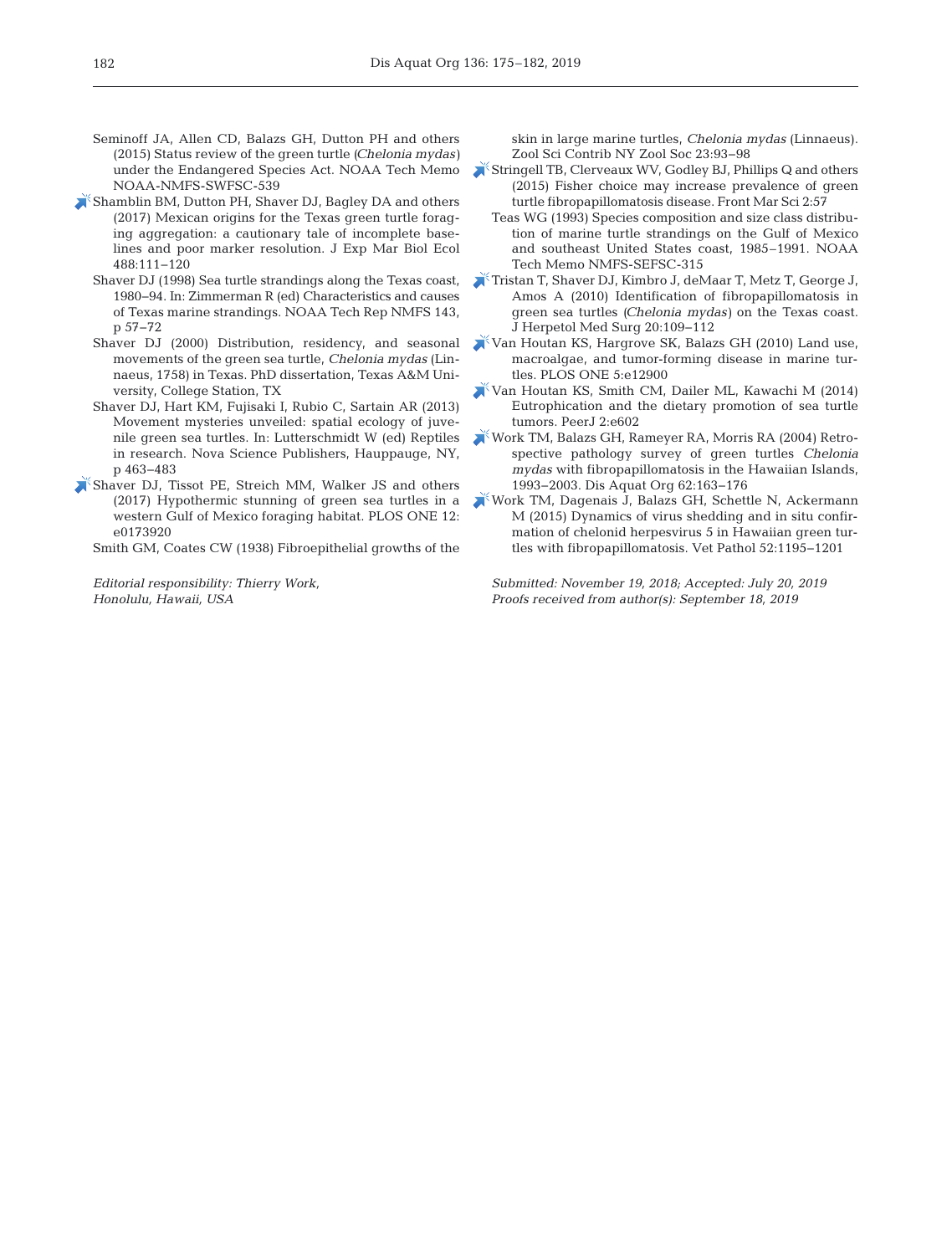Seminoff JA, Allen CD, Balazs GH, Dutton PH and others (2015) Status review of the green turtle (*Chelonia mydas*) under the Endangered Species Act. NOAA Tech Memo NOAA-NMFS-SWFSC-539

Shamblin BM, Dutton PH, Shaver DJ, Bagley DA and others (2017) Mexican origins for the Texas green turtle foraging aggregation: a cautionary tale of incomplete baselines and poor marker resolution. J Exp Mar Biol Ecol 488:111–120

Shaver DJ (1998) Sea turtle strandings along the Texas coast, 1980–94. In: Zimmerman R (ed) Characteristics and causes of Texas marine strandings. NOAA Tech Rep NMFS 143, p 57–72

Shaver DJ (2000) Distribution, residency, and seasonal movements of the green sea turtle, *Chelonia mydas* (Linnaeus, 1758) in Texas. PhD dissertation, Texas A&M University, College Station, TX

Shaver DJ, Hart KM, Fujisaki I, Rubio C, Sartain AR (2013) Movement mysteries unveiled: spatial ecology of juvenile green sea turtles. In: Lutterschmidt W (ed) Reptiles in research. Nova Science Publishers, Hauppauge, NY, p 463–483

Shaver DJ, Tissot PE, Streich MM, Walker JS and others (2017) Hypothermic stunning of green sea turtles in a western Gulf of Mexico foraging habitat. PLOS ONE 12: e0173920

Smith GM, Coates CW (1938) Fibroepithelial growths of the skin in large marine turtles, *Chelonia mydas* (Linnaeus). Zool Sci Contrib NY Zool Soc 23:93–98

Stringell TB, Clerveaux WV, Godley BJ, Phillips Q and others (2015) Fisher choice may increase prevalence of green turtle fibropapillomatosis disease. Front Mar Sci 2:57

Teas WG (1993) Species composition and size class distribution of marine turtle strandings on the Gulf of Mexico and southeast United States coast, 1985–1991. NOAA Tech Memo NMFS-SEFSC-315

Tristan T, Shaver DJ, Kimbro J, deMaar T, Metz T, George J, Amos A (2010) Identification of fibropapillomatosis in green sea turtles (*Chelonia mydas*) on the Texas coast. J Herpetol Med Surg 20:109–112

Van Houtan KS, Hargrove SK, Balazs GH (2010) Land use, macroalgae, and tumor-forming disease in marine turtles. PLOS ONE 5:e12900

Van Houtan KS, Smith CM, Dailer ML, Kawachi M (2014) Eutrophication and the dietary promotion of sea turtle tumors. PeerJ 2:e602

Work TM, Balazs GH, Rameyer RA, Morris RA (2004) Retrospective pathology survey of green turtles *Chelonia mydas* with fibropapillomatosis in the Hawaiian Islands, 1993–2003. Dis Aquat Org 62:163–176

Work TM, Dagenais J, Balazs GH, Schettle N, Ackermann M (2015) Dynamics of virus shedding and in situ confirmation of chelonid herpesvirus 5 in Hawaiian green turtles with fibropapillomatosis. Vet Pathol 52:1195–1201

*Editorial responsibility: Thierry Work, Honolulu, Hawaii, USA*

*Submitted: November 19, 2018; Accepted: July 20, 2019*
*Proofs received from author(s): September 18, 2019*